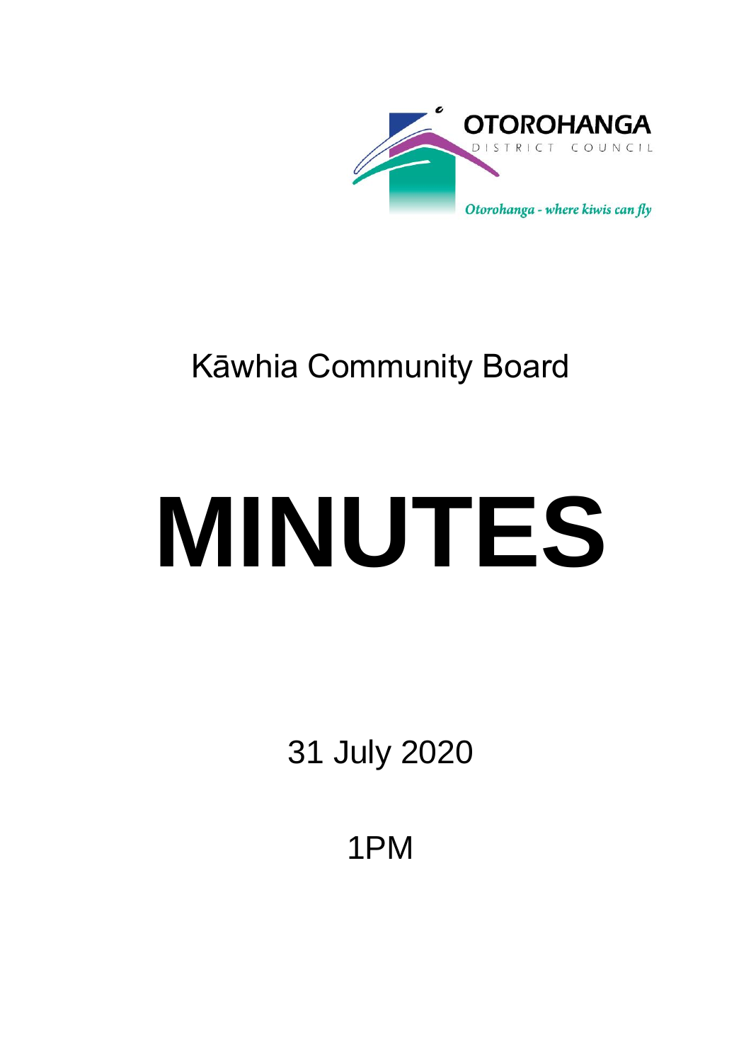OTOROHANGA DISTRICT COUNCIL

*Otorohanga - where kiwis can fly*

# Kāwhia Community Board

# MINUTES

31 July 2020

1PM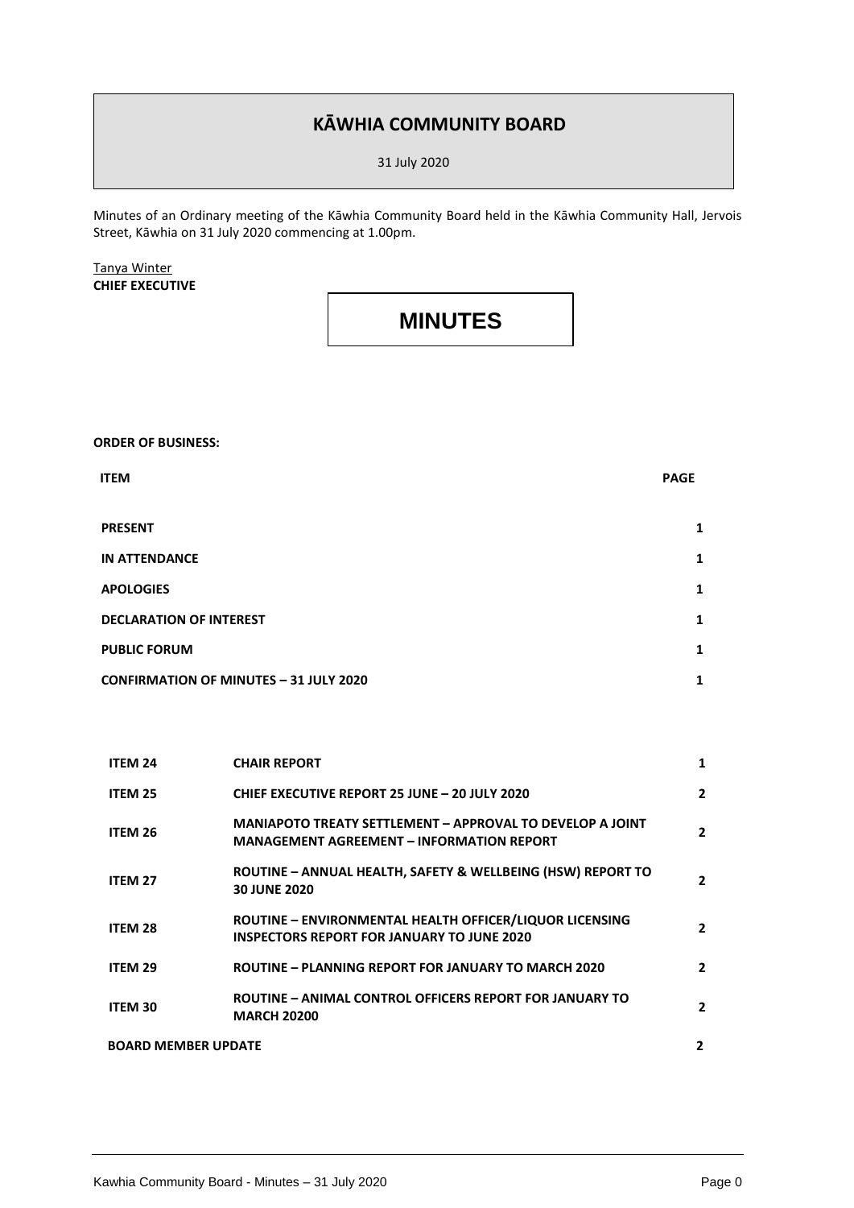# KĀWHIA COMMUNITY BOARD

31 July 2020

Minutes of an Ordinary meeting of the Kāwhia Community Board held in the Kāwhia Community Hall, Jervois Street, Kāwhia on 31 July 2020 commencing at 1.00pm.

Tanya Winter
**CHIEF EXECUTIVE**

# MINUTES

**ORDER OF BUSINESS:**

| ITEM | PAGE |
|---|---|
| **PRESENT** | **1** |
| **IN ATTENDANCE** | **1** |
| **APOLOGIES** | **1** |
| **DECLARATION OF INTEREST** | **1** |
| **PUBLIC FORUM** | **1** |
| **CONFIRMATION OF MINUTES – 31 JULY 2020** | **1** |

| | | |
|---|---|---|
| **ITEM 24** | **CHAIR REPORT** | **1** |
| **ITEM 25** | **CHIEF EXECUTIVE REPORT 25 JUNE – 20 JULY 2020** | **2** |
| **ITEM 26** | **MANIAPOTO TREATY SETTLEMENT – APPROVAL TO DEVELOP A JOINT MANAGEMENT AGREEMENT – INFORMATION REPORT** | **2** |
| **ITEM 27** | **ROUTINE – ANNUAL HEALTH, SAFETY & WELLBEING (HSW) REPORT TO 30 JUNE 2020** | **2** |
| **ITEM 28** | **ROUTINE – ENVIRONMENTAL HEALTH OFFICER/LIQUOR LICENSING INSPECTORS REPORT FOR JANUARY TO JUNE 2020** | **2** |
| **ITEM 29** | **ROUTINE – PLANNING REPORT FOR JANUARY TO MARCH 2020** | **2** |
| **ITEM 30** | **ROUTINE – ANIMAL CONTROL OFFICERS REPORT FOR JANUARY TO MARCH 20200** | **2** |
| **BOARD MEMBER UPDATE** | | **2** |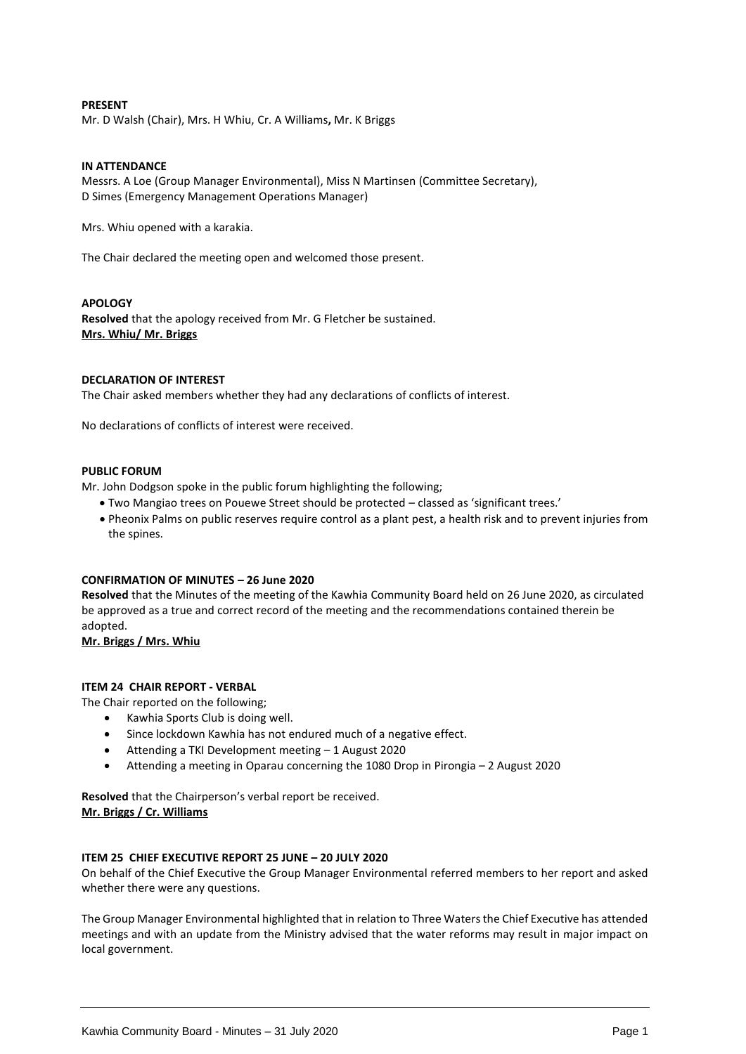**PRESENT**
Mr. D Walsh (Chair), Mrs. H Whiu, Cr. A Williams**,** Mr. K Briggs

**IN ATTENDANCE**
Messrs. A Loe (Group Manager Environmental), Miss N Martinsen (Committee Secretary), D Simes (Emergency Management Operations Manager)

Mrs. Whiu opened with a karakia.

The Chair declared the meeting open and welcomed those present.

**APOLOGY**
**Resolved** that the apology received from Mr. G Fletcher be sustained.
**Mrs. Whiu/ Mr. Briggs**

**DECLARATION OF INTEREST**
The Chair asked members whether they had any declarations of conflicts of interest.

No declarations of conflicts of interest were received.

**PUBLIC FORUM**
Mr. John Dodgson spoke in the public forum highlighting the following;

- Two Mangiao trees on Pouewe Street should be protected – classed as 'significant trees.'
- Pheonix Palms on public reserves require control as a plant pest, a health risk and to prevent injuries from the spines.

**CONFIRMATION OF MINUTES – 26 June 2020**
**Resolved** that the Minutes of the meeting of the Kawhia Community Board held on 26 June 2020, as circulated be approved as a true and correct record of the meeting and the recommendations contained therein be adopted.
**Mr. Briggs / Mrs. Whiu**

**ITEM 24 CHAIR REPORT - VERBAL**
The Chair reported on the following;

- Kawhia Sports Club is doing well.
- Since lockdown Kawhia has not endured much of a negative effect.
- Attending a TKI Development meeting – 1 August 2020
- Attending a meeting in Oparau concerning the 1080 Drop in Pirongia – 2 August 2020

**Resolved** that the Chairperson's verbal report be received.
**Mr. Briggs / Cr. Williams**

**ITEM 25 CHIEF EXECUTIVE REPORT 25 JUNE – 20 JULY 2020**
On behalf of the Chief Executive the Group Manager Environmental referred members to her report and asked whether there were any questions.

The Group Manager Environmental highlighted that in relation to Three Waters the Chief Executive has attended meetings and with an update from the Ministry advised that the water reforms may result in major impact on local government.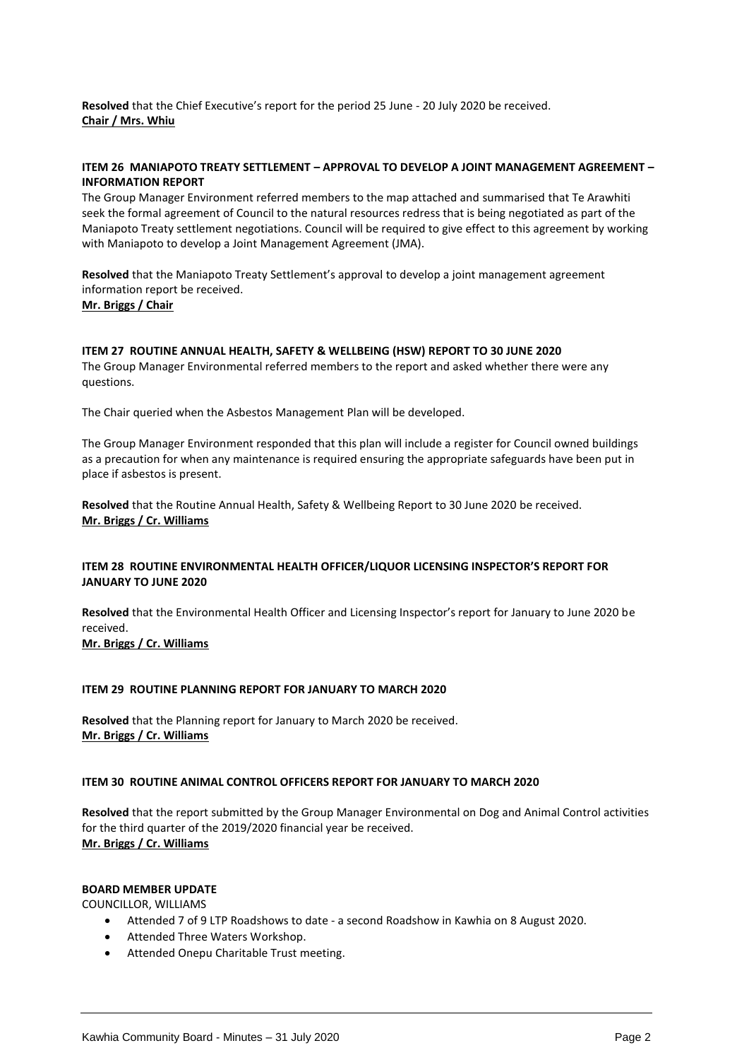**Resolved** that the Chief Executive's report for the period 25 June - 20 July 2020 be received.
**Chair / Mrs. Whiu**

**ITEM 26 MANIAPOTO TREATY SETTLEMENT – APPROVAL TO DEVELOP A JOINT MANAGEMENT AGREEMENT – INFORMATION REPORT**

The Group Manager Environment referred members to the map attached and summarised that Te Arawhiti seek the formal agreement of Council to the natural resources redress that is being negotiated as part of the Maniapoto Treaty settlement negotiations. Council will be required to give effect to this agreement by working with Maniapoto to develop a Joint Management Agreement (JMA).

**Resolved** that the Maniapoto Treaty Settlement's approval to develop a joint management agreement information report be received.
**Mr. Briggs / Chair**

**ITEM 27 ROUTINE ANNUAL HEALTH, SAFETY & WELLBEING (HSW) REPORT TO 30 JUNE 2020**

The Group Manager Environmental referred members to the report and asked whether there were any questions.

The Chair queried when the Asbestos Management Plan will be developed.

The Group Manager Environment responded that this plan will include a register for Council owned buildings as a precaution for when any maintenance is required ensuring the appropriate safeguards have been put in place if asbestos is present.

**Resolved** that the Routine Annual Health, Safety & Wellbeing Report to 30 June 2020 be received.
**Mr. Briggs / Cr. Williams**

**ITEM 28 ROUTINE ENVIRONMENTAL HEALTH OFFICER/LIQUOR LICENSING INSPECTOR'S REPORT FOR JANUARY TO JUNE 2020**

**Resolved** that the Environmental Health Officer and Licensing Inspector's report for January to June 2020 be received.
**Mr. Briggs / Cr. Williams**

**ITEM 29 ROUTINE PLANNING REPORT FOR JANUARY TO MARCH 2020**

**Resolved** that the Planning report for January to March 2020 be received.
**Mr. Briggs / Cr. Williams**

**ITEM 30 ROUTINE ANIMAL CONTROL OFFICERS REPORT FOR JANUARY TO MARCH 2020**

**Resolved** that the report submitted by the Group Manager Environmental on Dog and Animal Control activities for the third quarter of the 2019/2020 financial year be received.
**Mr. Briggs / Cr. Williams**

**BOARD MEMBER UPDATE**

COUNCILLOR, WILLIAMS

- Attended 7 of 9 LTP Roadshows to date - a second Roadshow in Kawhia on 8 August 2020.
- Attended Three Waters Workshop.
- Attended Onepu Charitable Trust meeting.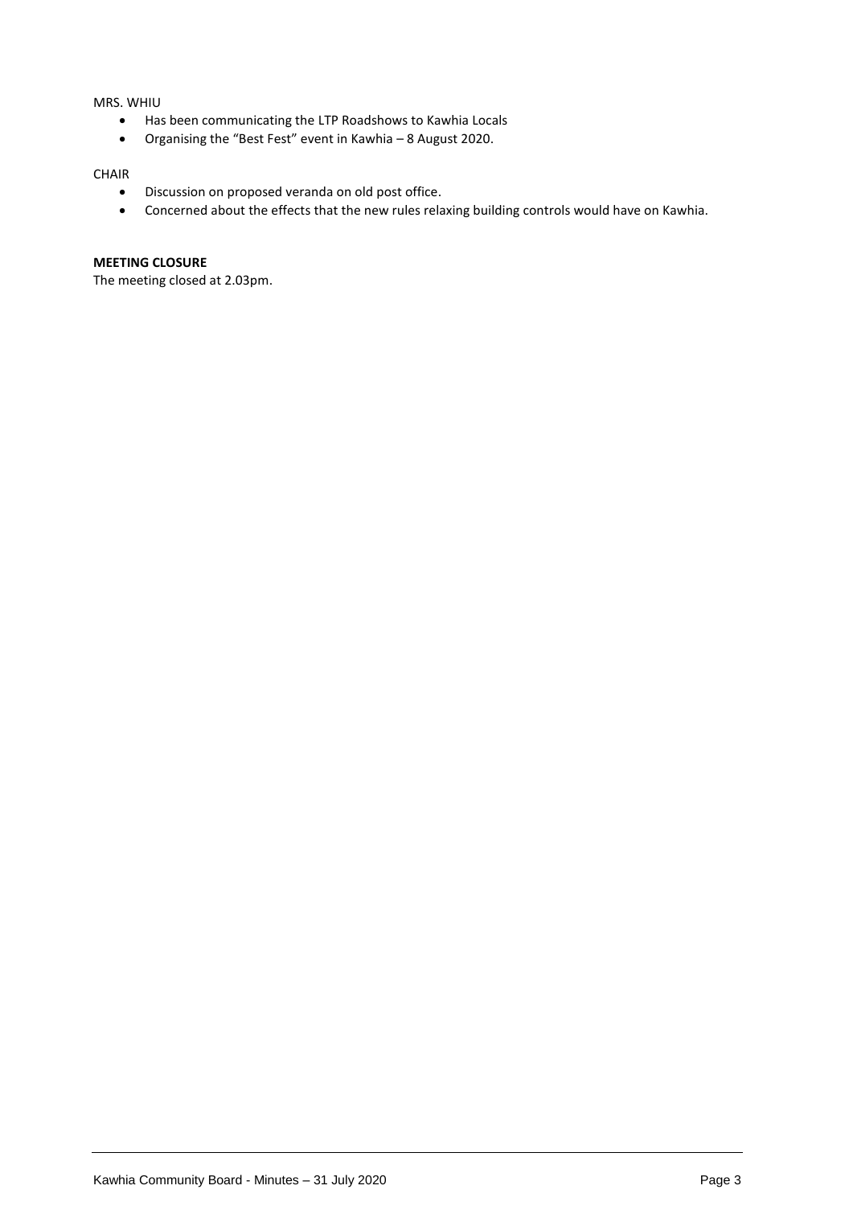MRS. WHIU

- Has been communicating the LTP Roadshows to Kawhia Locals
- Organising the "Best Fest" event in Kawhia – 8 August 2020.

CHAIR

- Discussion on proposed veranda on old post office.
- Concerned about the effects that the new rules relaxing building controls would have on Kawhia.

**MEETING CLOSURE**

The meeting closed at 2.03pm.